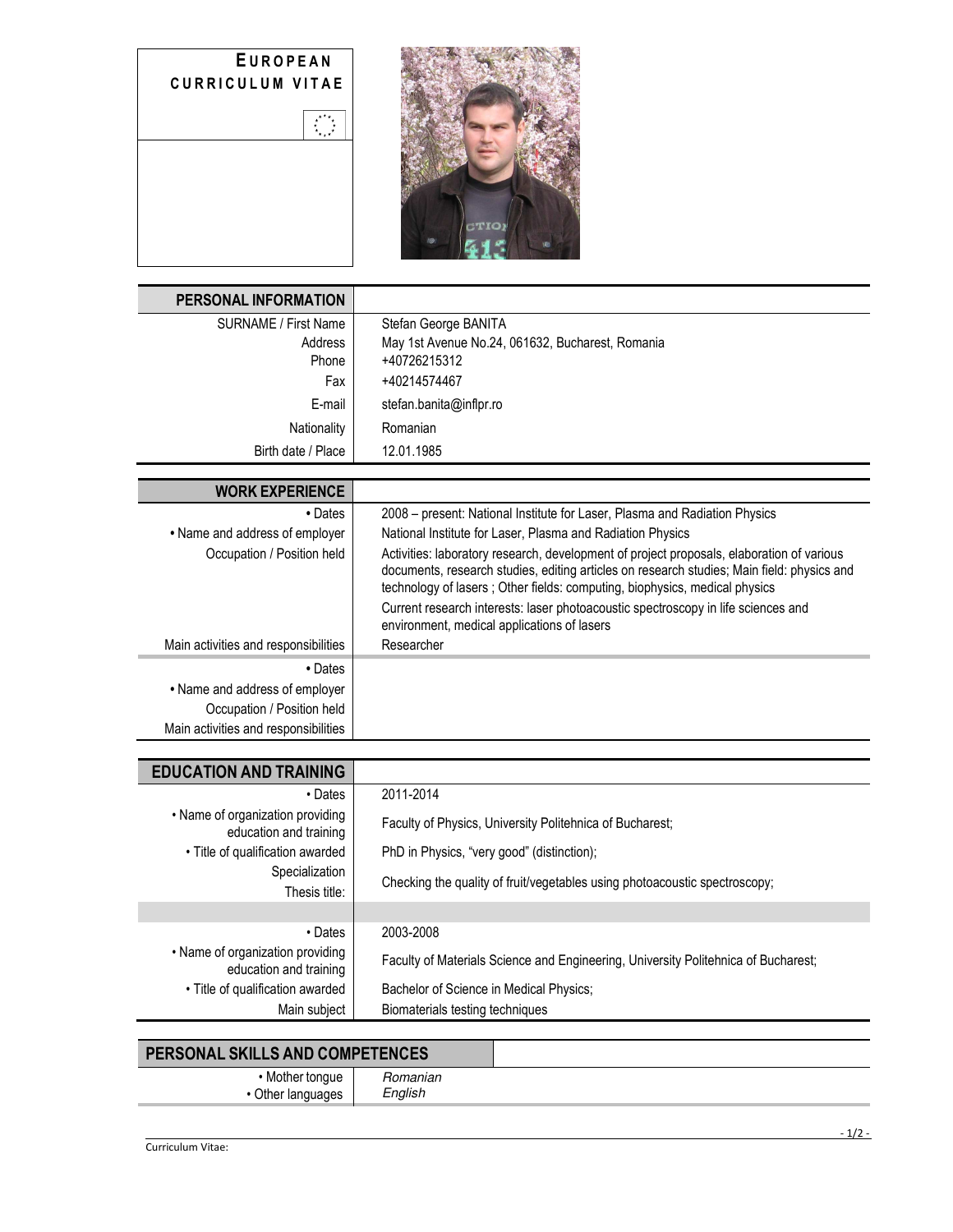# EUROPEAN CURRICULUM VITAE

## PERSONAL INFORMATION

| | |
|---|---|
| SURNAME / First Name | Stefan George BANITA |
| Address | May 1st Avenue No.24, 061632, Bucharest, Romania |
| Phone | +40726215312 |
| Fax | +40214574467 |
| E-mail | stefan.banita@inflpr.ro |
| Nationality | Romanian |
| Birth date / Place | 12.01.1985 |

## WORK EXPERIENCE

| | |
|---|---|
| • Dates | 2008 – present: National Institute for Laser, Plasma and Radiation Physics |
| • Name and address of employer | National Institute for Laser, Plasma and Radiation Physics |
| Occupation / Position held | Activities: laboratory research, development of project proposals, elaboration of various documents, research studies, editing articles on research studies; Main field: physics and technology of lasers ; Other fields: computing, biophysics, medical physics<br>Current research interests: laser photoacoustic spectroscopy in life sciences and environment, medical applications of lasers |
| Main activities and responsibilities | Researcher |
| • Dates | |
| • Name and address of employer | |
| Occupation / Position held | |
| Main activities and responsibilities | |

## EDUCATION AND TRAINING

| | |
|---|---|
| • Dates | 2011-2014 |
| • Name of organization providing education and training | Faculty of Physics, University Politehnica of Bucharest; |
| • Title of qualification awarded | PhD in Physics, "very good" (distinction); |
| Specialization<br>Thesis title: | Checking the quality of fruit/vegetables using photoacoustic spectroscopy; |
| | |
| • Dates | 2003-2008 |
| • Name of organization providing education and training | Faculty of Materials Science and Engineering, University Politehnica of Bucharest; |
| • Title of qualification awarded | Bachelor of Science in Medical Physics; |
| Main subject | Biomaterials testing techniques |

## PERSONAL SKILLS AND COMPETENCES

| | |
|---|---|
| • Mother tongue | *Romanian* |
| • Other languages | *English* |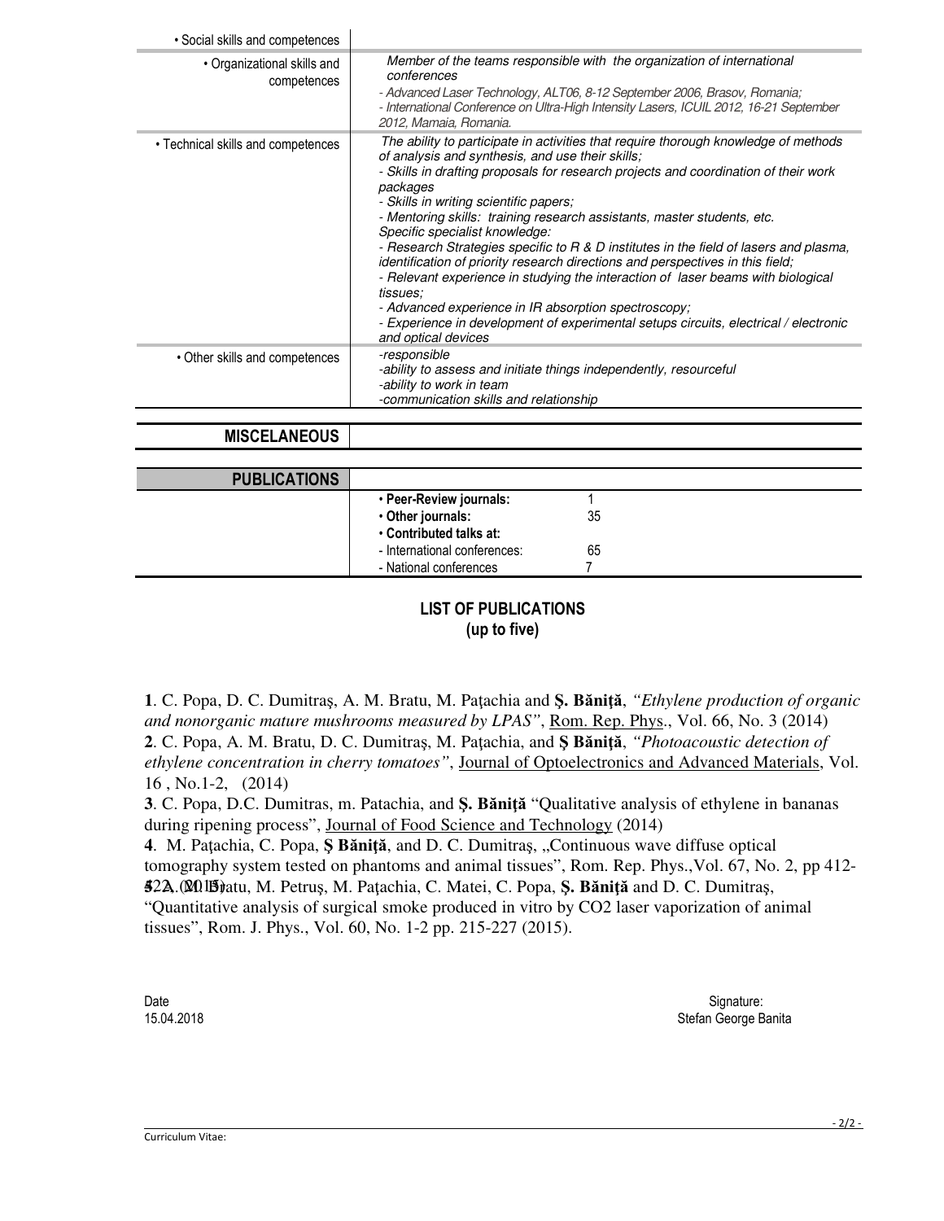| | |
|---|---|
| • Social skills and competences | |
| • Organizational skills and competences | *Member of the teams responsible with the organization of international conferences*<br>*- Advanced Laser Technology, ALT06, 8-12 September 2006, Brasov, Romania;*<br>*- International Conference on Ultra-High Intensity Lasers, ICUIL 2012, 16-21 September 2012, Mamaia, Romania.* |
| • Technical skills and competences | *The ability to participate in activities that require thorough knowledge of methods of analysis and synthesis, and use their skills;*<br>*- Skills in drafting proposals for research projects and coordination of their work packages*<br>*- Skills in writing scientific papers;*<br>*- Mentoring skills: training research assistants, master students, etc.*<br>*Specific specialist knowledge:*<br>*- Research Strategies specific to R & D institutes in the field of lasers and plasma, identification of priority research directions and perspectives in this field;*<br>*- Relevant experience in studying the interaction of laser beams with biological tissues;*<br>*- Advanced experience in IR absorption spectroscopy;*<br>*- Experience in development of experimental setups circuits, electrical / electronic and optical devices* |
| • Other skills and competences | *-responsible*<br>*-ability to assess and initiate things independently, resourceful*<br>*-ability to work in team*<br>*-communication skills and relationship* |

**MISCELANEOUS**

**PUBLICATIONS**

| | |
|---|---|
| **• Peer-Review journals:** | 1 |
| **• Other journals:** | 35 |
| **• Contributed talks at:** | |
| - International conferences: | 65 |
| - National conferences | 7 |

## LIST OF PUBLICATIONS
## (up to five)

**1**. C. Popa, D. C. Dumitraş, A. M. Bratu, M. Paţachia and **Ş. Băniţă**, *"Ethylene production of organic and nonorganic mature mushrooms measured by LPAS"*, Rom. Rep. Phys., Vol. 66, No. 3 (2014)

**2**. C. Popa, A. M. Bratu, D. C. Dumitraş, M. Paţachia, and **Ş Băniţă**, *"Photoacoustic detection of ethylene concentration in cherry tomatoes"*, Journal of Optoelectronics and Advanced Materials, Vol. 16 , No.1-2, (2014)

**3**. C. Popa, D.C. Dumitras, m. Patachia, and **Ş. Băniţă** "Qualitative analysis of ethylene in bananas during ripening process", Journal of Food Science and Technology (2014)

**4**. M. Paţachia, C. Popa, **Ş Băniţă**, and D. C. Dumitraş, „Continuous wave diffuse optical tomography system tested on phantoms and animal tissues", Rom. Rep. Phys.,Vol. 67, No. 2, pp 412-422 (2015)

**5**. A. M. Bratu, M. Petruş, M. Paţachia, C. Matei, C. Popa, **Ş. Băniţă** and D. C. Dumitraş, "Quantitative analysis of surgical smoke produced in vitro by CO2 laser vaporization of animal tissues", Rom. J. Phys., Vol. 60, No. 1-2 pp. 215-227 (2015).

Date
15.04.2018

Signature:
Stefan George Banita